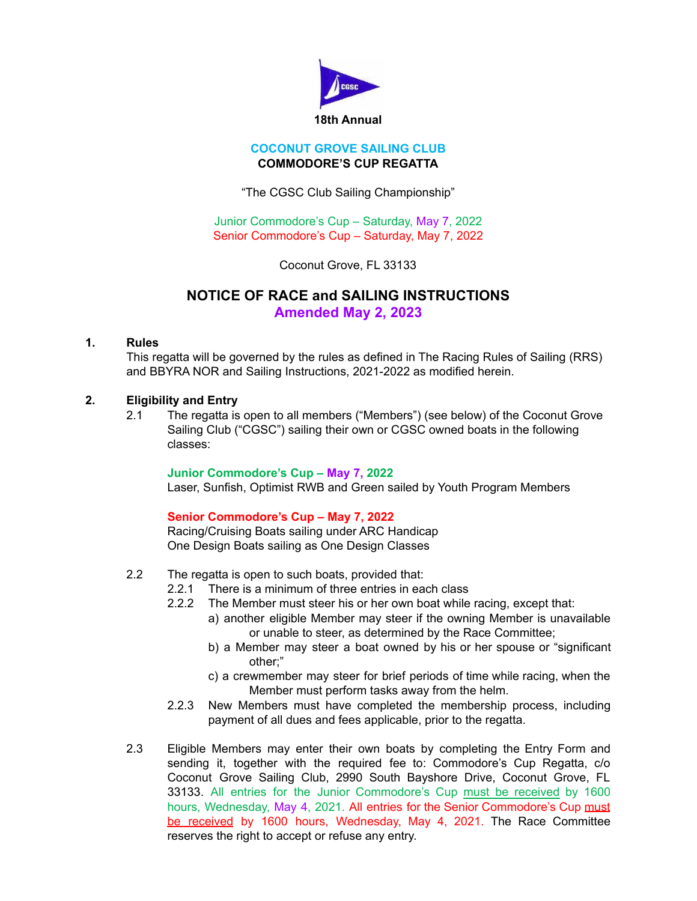18th Annual

**COCONUT GROVE SAILING CLUB**
**COMMODORE'S CUP REGATTA**

"The CGSC Club Sailing Championship"

Junior Commodore's Cup – Saturday, May 7, 2022
Senior Commodore's Cup – Saturday, May 7, 2022

Coconut Grove, FL 33133

# NOTICE OF RACE and SAILING INSTRUCTIONS

**Amended May 2, 2023**

## 1. Rules

This regatta will be governed by the rules as defined in The Racing Rules of Sailing (RRS) and BBYRA NOR and Sailing Instructions, 2021-2022 as modified herein.

## 2. Eligibility and Entry

2.1 The regatta is open to all members ("Members") (see below) of the Coconut Grove Sailing Club ("CGSC") sailing their own or CGSC owned boats in the following classes:

**Junior Commodore's Cup – May 7, 2022**
Laser, Sunfish, Optimist RWB and Green sailed by Youth Program Members

**Senior Commodore's Cup – May 7, 2022**
Racing/Cruising Boats sailing under ARC Handicap
One Design Boats sailing as One Design Classes

2.2 The regatta is open to such boats, provided that:

2.2.1 There is a minimum of three entries in each class

2.2.2 The Member must steer his or her own boat while racing, except that:

a) another eligible Member may steer if the owning Member is unavailable or unable to steer, as determined by the Race Committee;

b) a Member may steer a boat owned by his or her spouse or "significant other;"

c) a crewmember may steer for brief periods of time while racing, when the Member must perform tasks away from the helm.

2.2.3 New Members must have completed the membership process, including payment of all dues and fees applicable, prior to the regatta.

2.3 Eligible Members may enter their own boats by completing the Entry Form and sending it, together with the required fee to: Commodore's Cup Regatta, c/o Coconut Grove Sailing Club, 2990 South Bayshore Drive, Coconut Grove, FL 33133. All entries for the Junior Commodore's Cup must be received by 1600 hours, Wednesday, May 4, 2021. All entries for the Senior Commodore's Cup must be received by 1600 hours, Wednesday, May 4, 2021. The Race Committee reserves the right to accept or refuse any entry.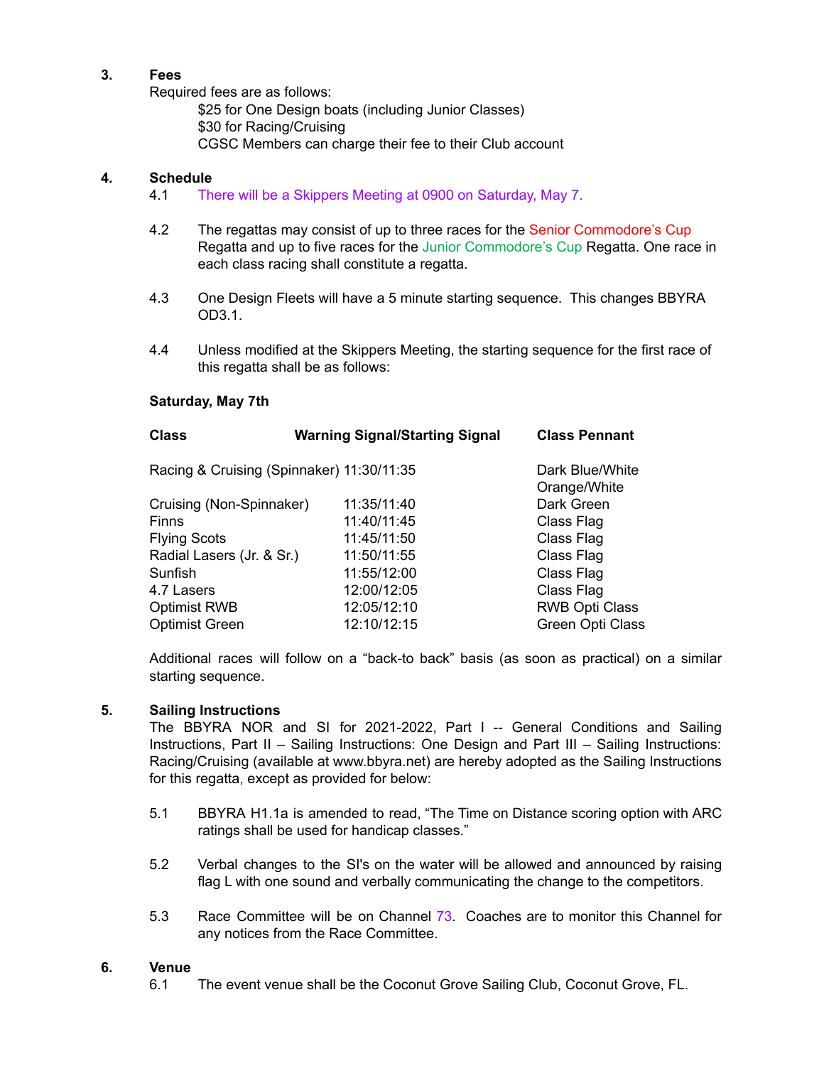## 3. Fees

Required fees are as follows:

$25 for One Design boats (including Junior Classes)
$30 for Racing/Cruising
CGSC Members can charge their fee to their Club account

## 4. Schedule

4.1 There will be a Skippers Meeting at 0900 on Saturday, May 7.

4.2 The regattas may consist of up to three races for the Senior Commodore's Cup Regatta and up to five races for the Junior Commodore's Cup Regatta. One race in each class racing shall constitute a regatta.

4.3 One Design Fleets will have a 5 minute starting sequence. This changes BBYRA OD3.1.

4.4 Unless modified at the Skippers Meeting, the starting sequence for the first race of this regatta shall be as follows:

**Saturday, May 7th**

| Class | Warning Signal/Starting Signal | Class Pennant |
|---|---|---|
| Racing & Cruising (Spinnaker) | 11:30/11:35 | Dark Blue/White Orange/White |
| Cruising (Non-Spinnaker) | 11:35/11:40 | Dark Green |
| Finns | 11:40/11:45 | Class Flag |
| Flying Scots | 11:45/11:50 | Class Flag |
| Radial Lasers (Jr. & Sr.) | 11:50/11:55 | Class Flag |
| Sunfish | 11:55/12:00 | Class Flag |
| 4.7 Lasers | 12:00/12:05 | Class Flag |
| Optimist RWB | 12:05/12:10 | RWB Opti Class |
| Optimist Green | 12:10/12:15 | Green Opti Class |

Additional races will follow on a "back-to back" basis (as soon as practical) on a similar starting sequence.

## 5. Sailing Instructions

The BBYRA NOR and SI for 2021-2022, Part I -- General Conditions and Sailing Instructions, Part II – Sailing Instructions: One Design and Part III – Sailing Instructions: Racing/Cruising (available at www.bbyra.net) are hereby adopted as the Sailing Instructions for this regatta, except as provided for below:

5.1 BBYRA H1.1a is amended to read, "The Time on Distance scoring option with ARC ratings shall be used for handicap classes."

5.2 Verbal changes to the SI's on the water will be allowed and announced by raising flag L with one sound and verbally communicating the change to the competitors.

5.3 Race Committee will be on Channel 73. Coaches are to monitor this Channel for any notices from the Race Committee.

## 6. Venue

6.1 The event venue shall be the Coconut Grove Sailing Club, Coconut Grove, FL.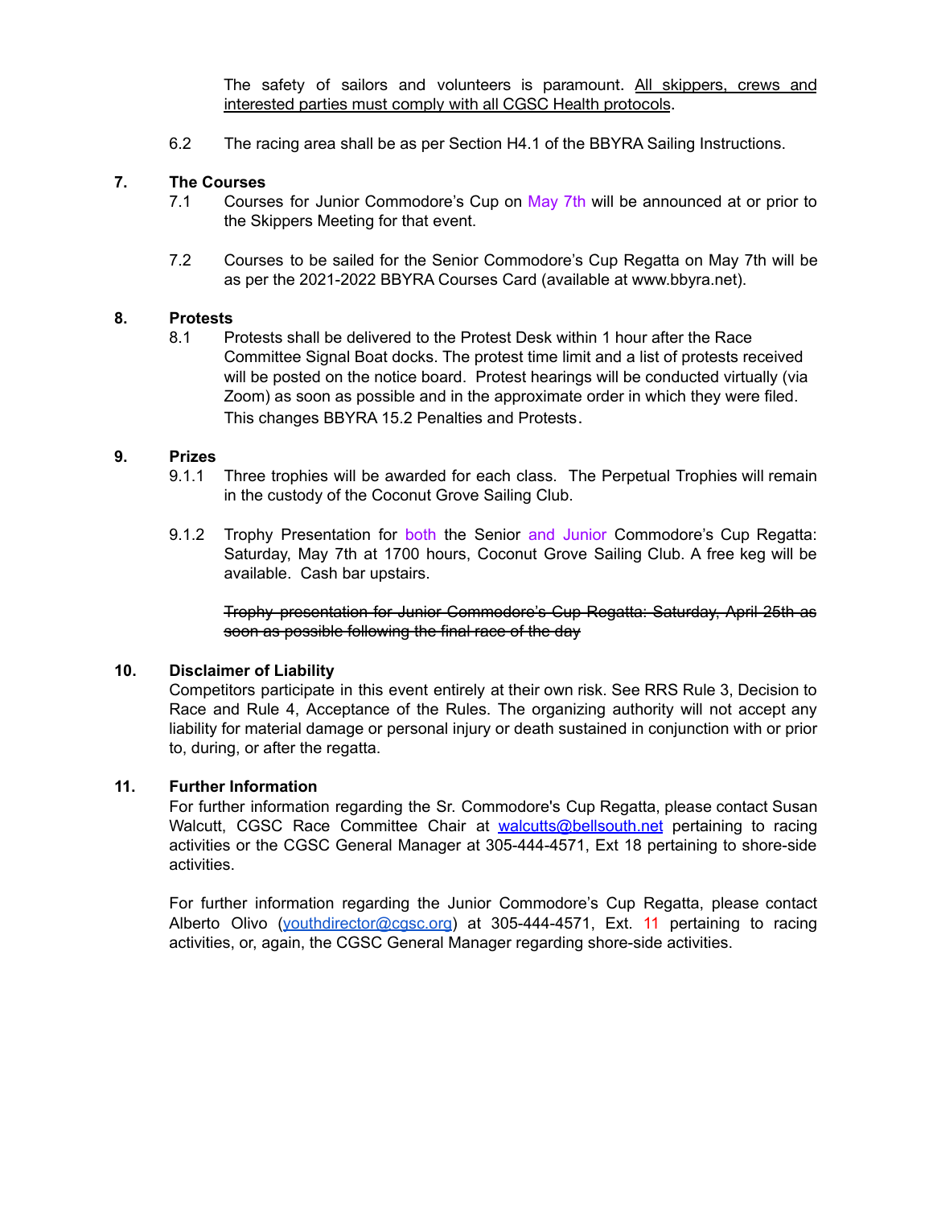The safety of sailors and volunteers is paramount. All skippers, crews and interested parties must comply with all CGSC Health protocols.

6.2 The racing area shall be as per Section H4.1 of the BBYRA Sailing Instructions.

## 7. The Courses

7.1 Courses for Junior Commodore's Cup on May 7th will be announced at or prior to the Skippers Meeting for that event.

7.2 Courses to be sailed for the Senior Commodore's Cup Regatta on May 7th will be as per the 2021-2022 BBYRA Courses Card (available at www.bbyra.net).

## 8. Protests

8.1 Protests shall be delivered to the Protest Desk within 1 hour after the Race Committee Signal Boat docks. The protest time limit and a list of protests received will be posted on the notice board. Protest hearings will be conducted virtually (via Zoom) as soon as possible and in the approximate order in which they were filed. This changes BBYRA 15.2 Penalties and Protests.

## 9. Prizes

9.1.1 Three trophies will be awarded for each class. The Perpetual Trophies will remain in the custody of the Coconut Grove Sailing Club.

9.1.2 Trophy Presentation for both the Senior and Junior Commodore's Cup Regatta: Saturday, May 7th at 1700 hours, Coconut Grove Sailing Club. A free keg will be available. Cash bar upstairs.

~~Trophy presentation for Junior Commodore's Cup Regatta: Saturday, April 25th as soon as possible following the final race of the day~~

## 10. Disclaimer of Liability

Competitors participate in this event entirely at their own risk. See RRS Rule 3, Decision to Race and Rule 4, Acceptance of the Rules. The organizing authority will not accept any liability for material damage or personal injury or death sustained in conjunction with or prior to, during, or after the regatta.

## 11. Further Information

For further information regarding the Sr. Commodore's Cup Regatta, please contact Susan Walcutt, CGSC Race Committee Chair at walcutts@bellsouth.net pertaining to racing activities or the CGSC General Manager at 305-444-4571, Ext 18 pertaining to shore-side activities.

For further information regarding the Junior Commodore's Cup Regatta, please contact Alberto Olivo (youthdirector@cgsc.org) at 305-444-4571, Ext. 11 pertaining to racing activities, or, again, the CGSC General Manager regarding shore-side activities.